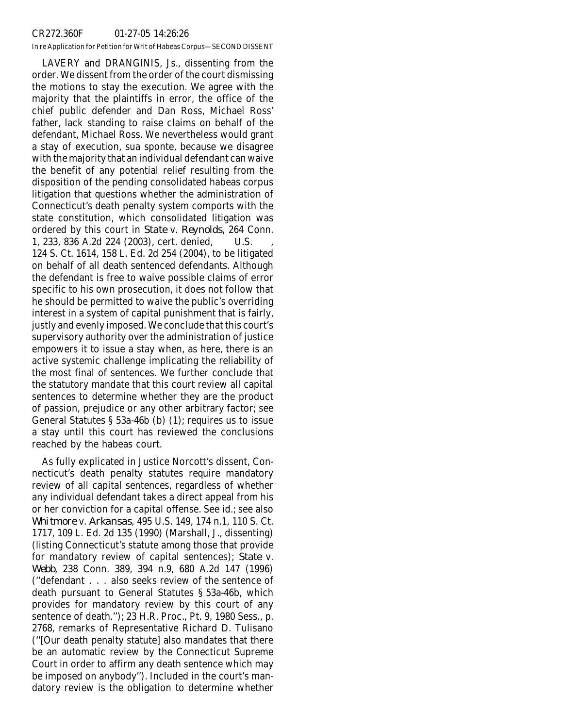LAVERY and DRANGINIS, Js., dissenting from the order. We dissent from the order of the court dismissing the motions to stay the execution. We agree with the majority that the plaintiffs in error, the office of the chief public defender and Dan Ross, Michael Ross' father, lack standing to raise claims on behalf of the defendant, Michael Ross. We nevertheless would grant a stay of execution, sua sponte, because we disagree with the majority that an individual defendant can waive the benefit of any potential relief resulting from the disposition of the pending consolidated habeas corpus litigation that questions whether the administration of Connecticut's death penalty system comports with the state constitution, which consolidated litigation was ordered by this court in *State* v. *Reynolds*, 264 Conn. 1, 233, 836 A.2d 224 (2003), cert. denied, U.S. , 124 S. Ct. 1614, 158 L. Ed. 2d 254 (2004), to be litigated on behalf of all death sentenced defendants. Although the defendant is free to waive possible claims of error specific to his own prosecution, it does not follow that he should be permitted to waive the public's overriding interest in a system of capital punishment that is fairly, justly and evenly imposed. We conclude that this court's supervisory authority over the administration of justice empowers it to issue a stay when, as here, there is an active systemic challenge implicating the reliability of the most final of sentences. We further conclude that the statutory mandate that this court review all capital sentences to determine whether they are the product of passion, prejudice or any other arbitrary factor; see General Statutes § 53a-46b (b) (1); requires us to issue a stay until this court has reviewed the conclusions reached by the habeas court.

As fully explicated in Justice Norcott's dissent, Connecticut's death penalty statutes require mandatory review of all capital sentences, regardless of whether any individual defendant takes a direct appeal from his or her conviction for a capital offense. See id.; see also *Whitmore* v. *Arkansas*, 495 U.S. 149, 174 n.1, 110 S. Ct. 1717, 109 L. Ed. 2d 135 (1990) (Marshall, J., dissenting) (listing Connecticut's statute among those that provide for mandatory review of capital sentences); *State* v. *Webb*, 238 Conn. 389, 394 n.9, 680 A.2d 147 (1996) ("defendant . . . also seeks review of the sentence of death pursuant to General Statutes § 53a-46b, which provides for mandatory review by this court of any sentence of death."); 23 H.R. Proc., Pt. 9, 1980 Sess., p. 2768, remarks of Representative Richard D. Tulisano ("[Our death penalty statute] also mandates that there be an automatic review by the Connecticut Supreme Court in order to affirm any death sentence which may be imposed on anybody"). Included in the court's mandatory review is the obligation to determine whether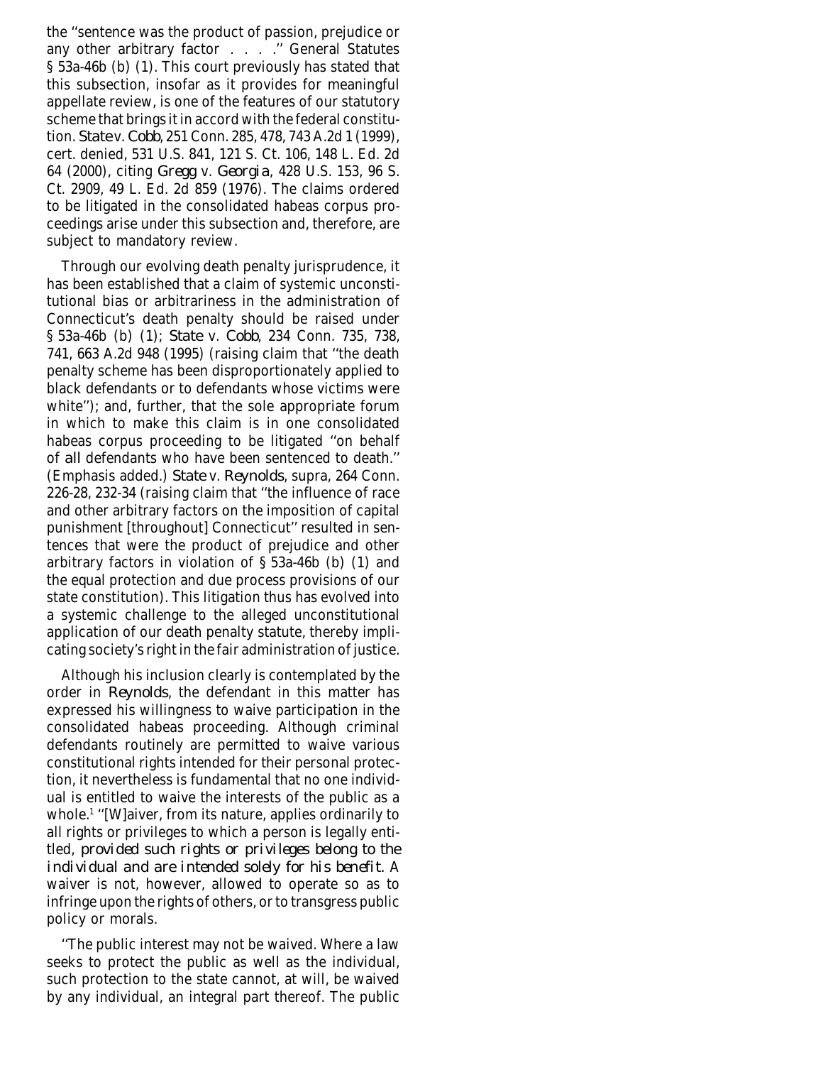the ''sentence was the product of passion, prejudice or any other arbitrary factor . . . .'' General Statutes § 53a-46b (b) (1). This court previously has stated that this subsection, insofar as it provides for meaningful appellate review, is one of the features of our statutory scheme that brings it in accord with the federal constitution. *State* v. *Cobb*, 251 Conn. 285, 478, 743 A.2d 1 (1999), cert. denied, 531 U.S. 841, 121 S. Ct. 106, 148 L. Ed. 2d 64 (2000), citing *Gregg* v. *Georgia*, 428 U.S. 153, 96 S. Ct. 2909, 49 L. Ed. 2d 859 (1976). The claims ordered to be litigated in the consolidated habeas corpus proceedings arise under this subsection and, therefore, are subject to mandatory review.

Through our evolving death penalty jurisprudence, it has been established that a claim of systemic unconstitutional bias or arbitrariness in the administration of Connecticut's death penalty should be raised under § 53a-46b (b) (1); *State* v. *Cobb*, 234 Conn. 735, 738, 741, 663 A.2d 948 (1995) (raising claim that ''the death penalty scheme has been disproportionately applied to black defendants or to defendants whose victims were white''); and, further, that the sole appropriate forum in which to make this claim is in one consolidated habeas corpus proceeding to be litigated ''on behalf of *all* defendants who have been sentenced to death.'' (Emphasis added.) *State* v. *Reynolds*, supra, 264 Conn. 226-28, 232-34 (raising claim that ''the influence of race and other arbitrary factors on the imposition of capital punishment [throughout] Connecticut'' resulted in sentences that were the product of prejudice and other arbitrary factors in violation of § 53a-46b (b) (1) and the equal protection and due process provisions of our state constitution). This litigation thus has evolved into a systemic challenge to the alleged unconstitutional application of our death penalty statute, thereby implicating society's right in the fair administration of justice.

Although his inclusion clearly is contemplated by the order in *Reynolds*, the defendant in this matter has expressed his willingness to waive participation in the consolidated habeas proceeding. Although criminal defendants routinely are permitted to waive various constitutional rights intended for their personal protection, it nevertheless is fundamental that no one individual is entitled to waive the interests of the public as a whole.[1] ''[W]aiver, from its nature, applies ordinarily to all rights or privileges to which a person is legally entitled, *provided such rights or privileges belong to the individual and are intended solely for his benefit*. A waiver is not, however, allowed to operate so as to infringe upon the rights of others, or to transgress public policy or morals.

''The public interest may not be waived. Where a law seeks to protect the public as well as the individual, such protection to the state cannot, at will, be waived by any individual, an integral part thereof. The public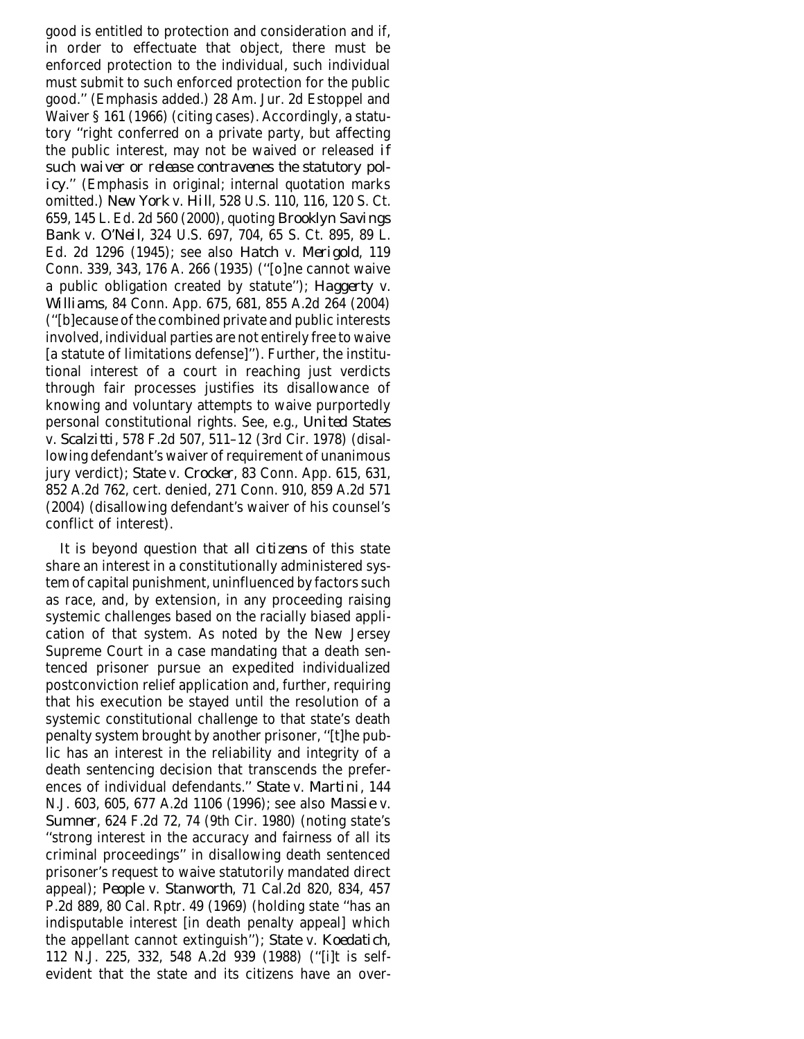good is entitled to protection and consideration and if, in order to effectuate that object, there must be enforced protection to the individual, such individual must submit to such enforced protection for the public good.'' (Emphasis added.) 28 Am. Jur. 2d Estoppel and Waiver § 161 (1966) (citing cases). Accordingly, a statutory ''right conferred on a private party, but affecting the public interest, may not be waived or released *if such waiver or release contravenes the statutory policy*.'' (Emphasis in original; internal quotation marks omitted.) *New York* v. *Hill*, 528 U.S. 110, 116, 120 S. Ct. 659, 145 L. Ed. 2d 560 (2000), quoting *Brooklyn Savings Bank* v. *O'Neil*, 324 U.S. 697, 704, 65 S. Ct. 895, 89 L. Ed. 2d 1296 (1945); see also *Hatch* v. *Merigold*, 119 Conn. 339, 343, 176 A. 266 (1935) (''[o]ne cannot waive a public obligation created by statute''); *Haggerty* v. *Williams*, 84 Conn. App. 675, 681, 855 A.2d 264 (2004) (''[b]ecause of the combined private and public interests involved, individual parties are not entirely free to waive [a statute of limitations defense]''). Further, the institutional interest of a court in reaching just verdicts through fair processes justifies its disallowance of knowing and voluntary attempts to waive purportedly personal constitutional rights. See, e.g., *United States* v. *Scalzitti*, 578 F.2d 507, 511–12 (3rd Cir. 1978) (disallowing defendant's waiver of requirement of unanimous jury verdict); *State* v. *Crocker*, 83 Conn. App. 615, 631, 852 A.2d 762, cert. denied, 271 Conn. 910, 859 A.2d 571 (2004) (disallowing defendant's waiver of his counsel's conflict of interest).

It is beyond question that *all citizens* of this state share an interest in a constitutionally administered system of capital punishment, uninfluenced by factors such as race, and, by extension, in any proceeding raising systemic challenges based on the racially biased application of that system. As noted by the New Jersey Supreme Court in a case mandating that a death sentenced prisoner pursue an expedited individualized postconviction relief application and, further, requiring that his execution be stayed until the resolution of a systemic constitutional challenge to that state's death penalty system brought by another prisoner, ''[t]he public has an interest in the reliability and integrity of a death sentencing decision that transcends the preferences of individual defendants.'' *State* v. *Martini*, 144 N.J. 603, 605, 677 A.2d 1106 (1996); see also *Massie* v. *Sumner*, 624 F.2d 72, 74 (9th Cir. 1980) (noting state's ''strong interest in the accuracy and fairness of all its criminal proceedings'' in disallowing death sentenced prisoner's request to waive statutorily mandated direct appeal); *People* v. *Stanworth*, 71 Cal.2d 820, 834, 457 P.2d 889, 80 Cal. Rptr. 49 (1969) (holding state ''has an indisputable interest [in death penalty appeal] which the appellant cannot extinguish''); *State* v. *Koedatich*, 112 N.J. 225, 332, 548 A.2d 939 (1988) (''[i]t is self-evident that the state and its citizens have an over-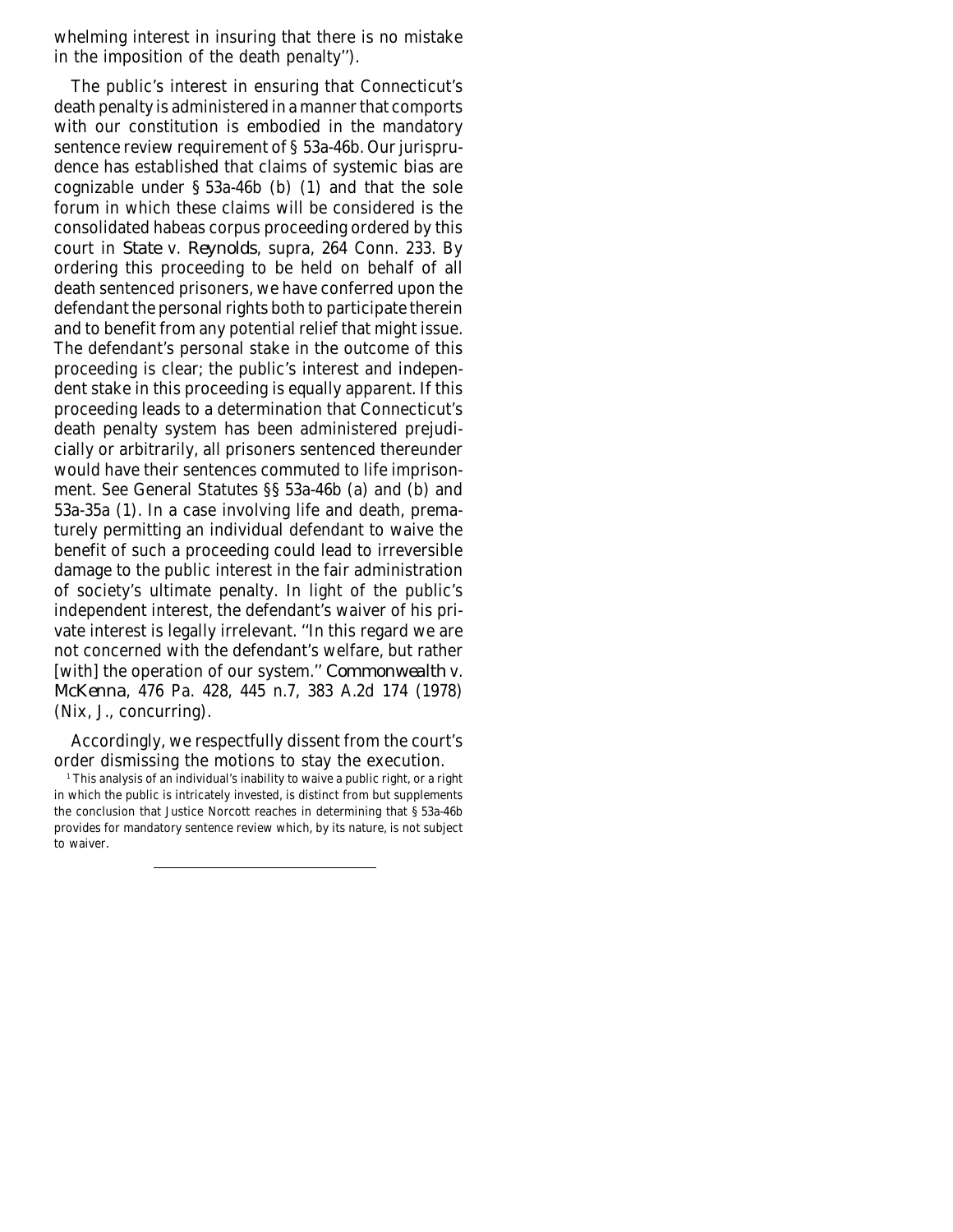whelming interest in insuring that there is no mistake in the imposition of the death penalty'').

The public's interest in ensuring that Connecticut's death penalty is administered in a manner that comports with our constitution is embodied in the mandatory sentence review requirement of § 53a-46b. Our jurisprudence has established that claims of systemic bias are cognizable under § 53a-46b (b) (1) and that the sole forum in which these claims will be considered is the consolidated habeas corpus proceeding ordered by this court in *State* v. *Reynolds*, supra, 264 Conn. 233. By ordering this proceeding to be held on behalf of all death sentenced prisoners, we have conferred upon the defendant the personal rights both to participate therein and to benefit from any potential relief that might issue. The defendant's personal stake in the outcome of this proceeding is clear; the public's interest and independent stake in this proceeding is equally apparent. If this proceeding leads to a determination that Connecticut's death penalty system has been administered prejudicially or arbitrarily, all prisoners sentenced thereunder would have their sentences commuted to life imprisonment. See General Statutes §§ 53a-46b (a) and (b) and 53a-35a (1). In a case involving life and death, prematurely permitting an individual defendant to waive the benefit of such a proceeding could lead to irreversible damage to the public interest in the fair administration of society's ultimate penalty. In light of the public's independent interest, the defendant's waiver of his private interest is legally irrelevant. ''In this regard we are not concerned with the defendant's welfare, but rather [with] the operation of our system.'' *Commonwealth* v. *McKenna*, 476 Pa. 428, 445 n.7, 383 A.2d 174 (1978) (Nix, J., concurring).

Accordingly, we respectfully dissent from the court's order dismissing the motions to stay the execution.

[1] This analysis of an individual's inability to waive a public right, or a right in which the public is intricately invested, is distinct from but supplements the conclusion that Justice Norcott reaches in determining that § 53a-46b provides for mandatory sentence review which, by its nature, is not subject to waiver.